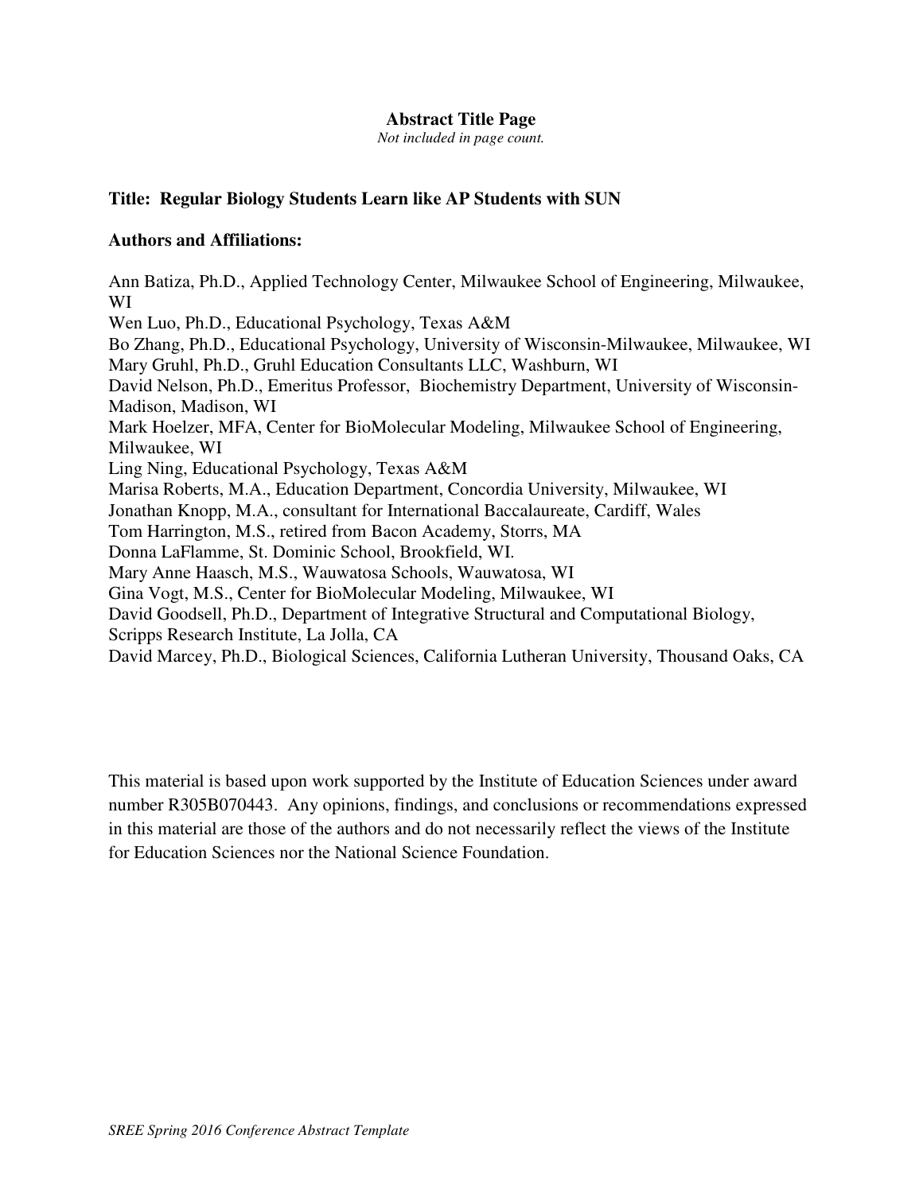**Abstract Title Page**

*Not included in page count.*

**Title: Regular Biology Students Learn like AP Students with SUN**

**Authors and Affiliations:**

Ann Batiza, Ph.D., Applied Technology Center, Milwaukee School of Engineering, Milwaukee, WI
Wen Luo, Ph.D., Educational Psychology, Texas A&M
Bo Zhang, Ph.D., Educational Psychology, University of Wisconsin-Milwaukee, Milwaukee, WI
Mary Gruhl, Ph.D., Gruhl Education Consultants LLC, Washburn, WI
David Nelson, Ph.D., Emeritus Professor, Biochemistry Department, University of Wisconsin-Madison, Madison, WI
Mark Hoelzer, MFA, Center for BioMolecular Modeling, Milwaukee School of Engineering, Milwaukee, WI
Ling Ning, Educational Psychology, Texas A&M
Marisa Roberts, M.A., Education Department, Concordia University, Milwaukee, WI
Jonathan Knopp, M.A., consultant for International Baccalaureate, Cardiff, Wales
Tom Harrington, M.S., retired from Bacon Academy, Storrs, MA
Donna LaFlamme, St. Dominic School, Brookfield, WI.
Mary Anne Haasch, M.S., Wauwatosa Schools, Wauwatosa, WI
Gina Vogt, M.S., Center for BioMolecular Modeling, Milwaukee, WI
David Goodsell, Ph.D., Department of Integrative Structural and Computational Biology, Scripps Research Institute, La Jolla, CA
David Marcey, Ph.D., Biological Sciences, California Lutheran University, Thousand Oaks, CA

This material is based upon work supported by the Institute of Education Sciences under award number R305B070443. Any opinions, findings, and conclusions or recommendations expressed in this material are those of the authors and do not necessarily reflect the views of the Institute for Education Sciences nor the National Science Foundation.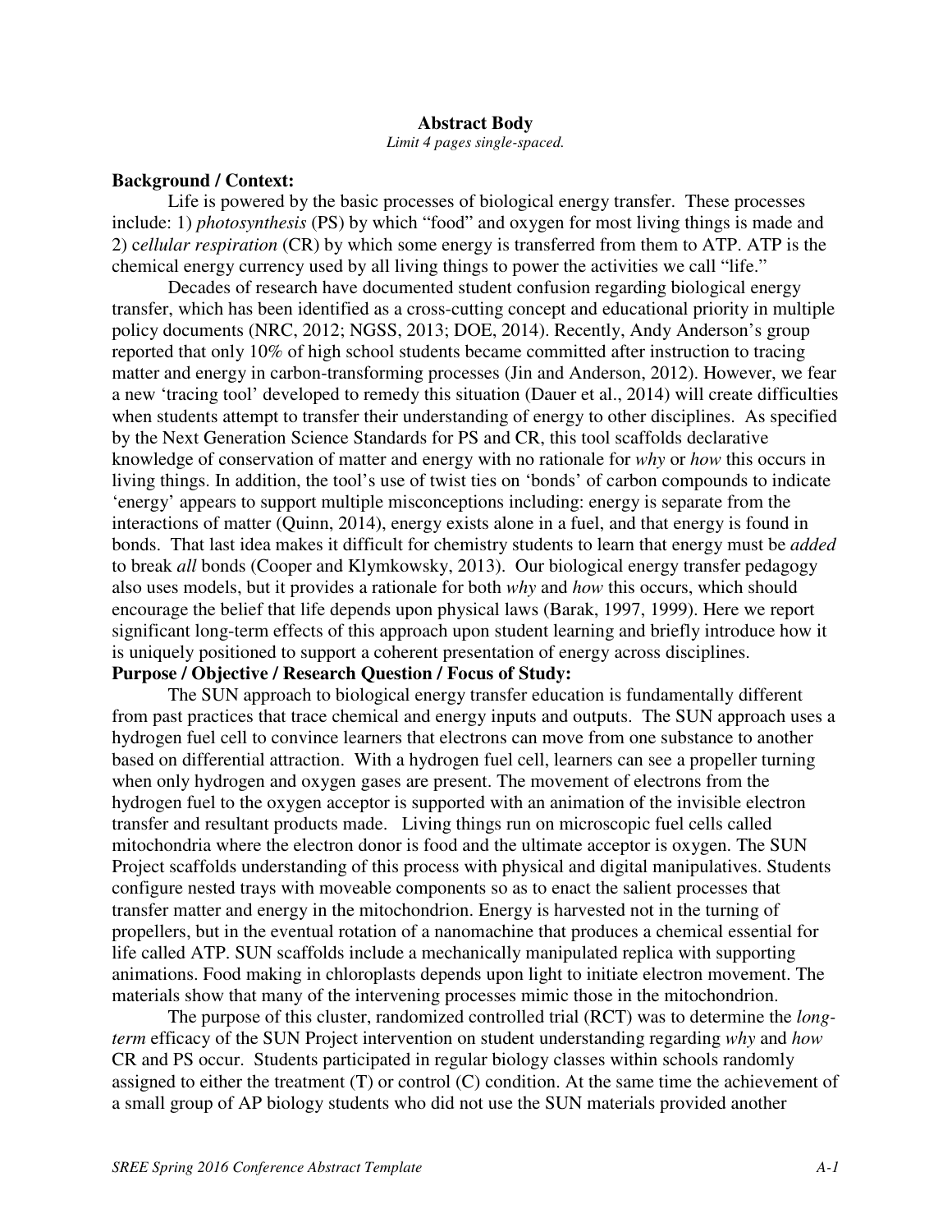**Abstract Body**

*Limit 4 pages single-spaced.*

**Background / Context:**

Life is powered by the basic processes of biological energy transfer. These processes include: 1) *photosynthesis* (PS) by which "food" and oxygen for most living things is made and 2) c*ellular respiration* (CR) by which some energy is transferred from them to ATP. ATP is the chemical energy currency used by all living things to power the activities we call "life."

Decades of research have documented student confusion regarding biological energy transfer, which has been identified as a cross-cutting concept and educational priority in multiple policy documents (NRC, 2012; NGSS, 2013; DOE, 2014). Recently, Andy Anderson's group reported that only 10% of high school students became committed after instruction to tracing matter and energy in carbon-transforming processes (Jin and Anderson, 2012). However, we fear a new 'tracing tool' developed to remedy this situation (Dauer et al., 2014) will create difficulties when students attempt to transfer their understanding of energy to other disciplines. As specified by the Next Generation Science Standards for PS and CR, this tool scaffolds declarative knowledge of conservation of matter and energy with no rationale for *why* or *how* this occurs in living things. In addition, the tool's use of twist ties on 'bonds' of carbon compounds to indicate 'energy' appears to support multiple misconceptions including: energy is separate from the interactions of matter (Quinn, 2014), energy exists alone in a fuel, and that energy is found in bonds. That last idea makes it difficult for chemistry students to learn that energy must be *added* to break *all* bonds (Cooper and Klymkowsky, 2013). Our biological energy transfer pedagogy also uses models, but it provides a rationale for both *why* and *how* this occurs, which should encourage the belief that life depends upon physical laws (Barak, 1997, 1999). Here we report significant long-term effects of this approach upon student learning and briefly introduce how it is uniquely positioned to support a coherent presentation of energy across disciplines.

**Purpose / Objective / Research Question / Focus of Study:**

The SUN approach to biological energy transfer education is fundamentally different from past practices that trace chemical and energy inputs and outputs. The SUN approach uses a hydrogen fuel cell to convince learners that electrons can move from one substance to another based on differential attraction. With a hydrogen fuel cell, learners can see a propeller turning when only hydrogen and oxygen gases are present. The movement of electrons from the hydrogen fuel to the oxygen acceptor is supported with an animation of the invisible electron transfer and resultant products made. Living things run on microscopic fuel cells called mitochondria where the electron donor is food and the ultimate acceptor is oxygen. The SUN Project scaffolds understanding of this process with physical and digital manipulatives. Students configure nested trays with moveable components so as to enact the salient processes that transfer matter and energy in the mitochondrion. Energy is harvested not in the turning of propellers, but in the eventual rotation of a nanomachine that produces a chemical essential for life called ATP. SUN scaffolds include a mechanically manipulated replica with supporting animations. Food making in chloroplasts depends upon light to initiate electron movement. The materials show that many of the intervening processes mimic those in the mitochondrion.

The purpose of this cluster, randomized controlled trial (RCT) was to determine the *long-term* efficacy of the SUN Project intervention on student understanding regarding *why* and *how* CR and PS occur. Students participated in regular biology classes within schools randomly assigned to either the treatment (T) or control (C) condition. At the same time the achievement of a small group of AP biology students who did not use the SUN materials provided another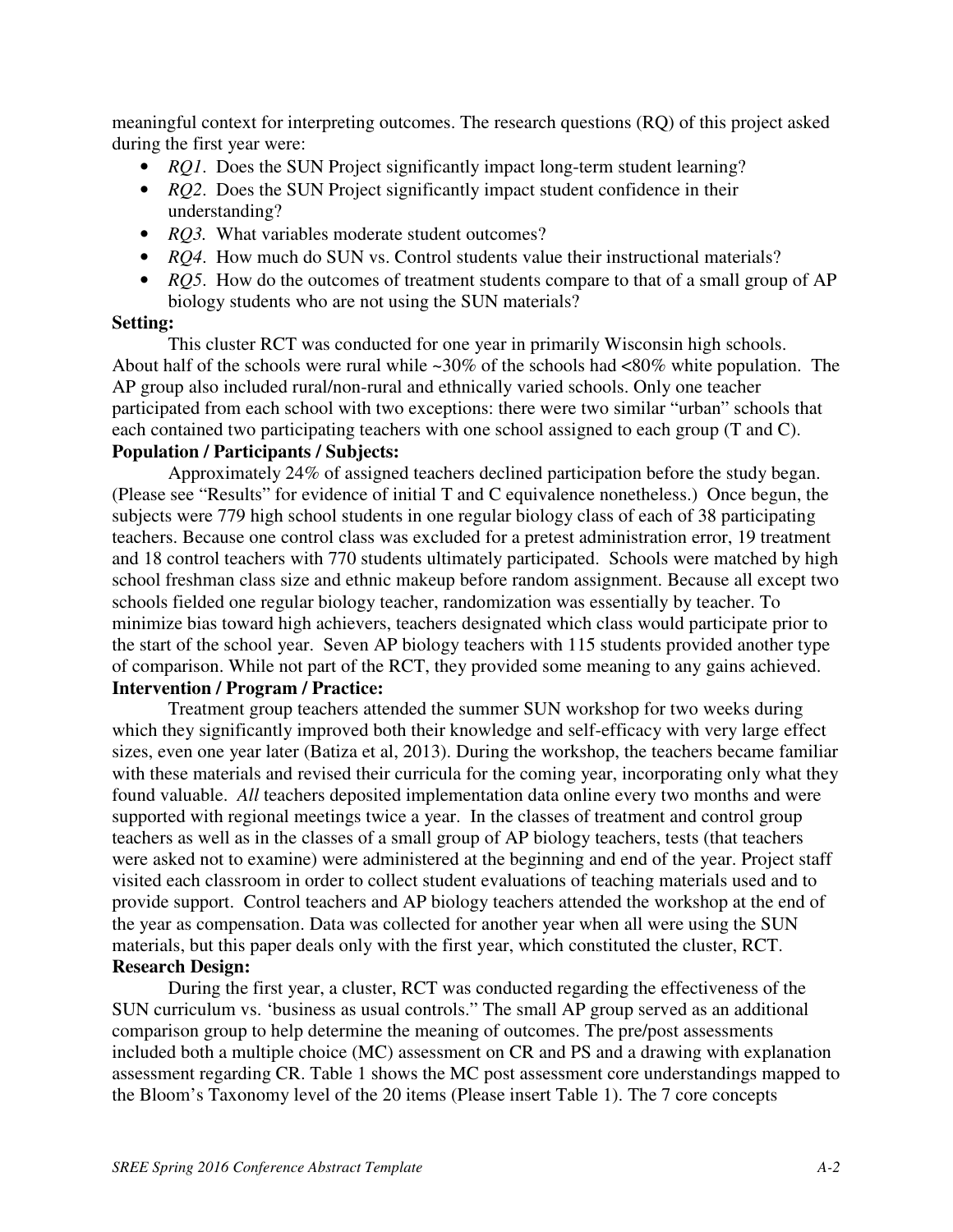meaningful context for interpreting outcomes. The research questions (RQ) of this project asked during the first year were:

- *RQ1*. Does the SUN Project significantly impact long-term student learning?
- *RQ2*. Does the SUN Project significantly impact student confidence in their understanding?
- *RQ3.* What variables moderate student outcomes?
- *RQ4*. How much do SUN vs. Control students value their instructional materials?
- *RQ5*. How do the outcomes of treatment students compare to that of a small group of AP biology students who are not using the SUN materials?

**Setting:**

This cluster RCT was conducted for one year in primarily Wisconsin high schools. About half of the schools were rural while ~30% of the schools had <80% white population. The AP group also included rural/non-rural and ethnically varied schools. Only one teacher participated from each school with two exceptions: there were two similar "urban" schools that each contained two participating teachers with one school assigned to each group (T and C).

**Population / Participants / Subjects:**

Approximately 24% of assigned teachers declined participation before the study began. (Please see "Results" for evidence of initial T and C equivalence nonetheless.) Once begun, the subjects were 779 high school students in one regular biology class of each of 38 participating teachers. Because one control class was excluded for a pretest administration error, 19 treatment and 18 control teachers with 770 students ultimately participated. Schools were matched by high school freshman class size and ethnic makeup before random assignment. Because all except two schools fielded one regular biology teacher, randomization was essentially by teacher. To minimize bias toward high achievers, teachers designated which class would participate prior to the start of the school year. Seven AP biology teachers with 115 students provided another type of comparison. While not part of the RCT, they provided some meaning to any gains achieved.

**Intervention / Program / Practice:**

Treatment group teachers attended the summer SUN workshop for two weeks during which they significantly improved both their knowledge and self-efficacy with very large effect sizes, even one year later (Batiza et al, 2013). During the workshop, the teachers became familiar with these materials and revised their curricula for the coming year, incorporating only what they found valuable. *All* teachers deposited implementation data online every two months and were supported with regional meetings twice a year. In the classes of treatment and control group teachers as well as in the classes of a small group of AP biology teachers, tests (that teachers were asked not to examine) were administered at the beginning and end of the year. Project staff visited each classroom in order to collect student evaluations of teaching materials used and to provide support. Control teachers and AP biology teachers attended the workshop at the end of the year as compensation. Data was collected for another year when all were using the SUN materials, but this paper deals only with the first year, which constituted the cluster, RCT.

**Research Design:**

During the first year, a cluster, RCT was conducted regarding the effectiveness of the SUN curriculum vs. 'business as usual controls." The small AP group served as an additional comparison group to help determine the meaning of outcomes. The pre/post assessments included both a multiple choice (MC) assessment on CR and PS and a drawing with explanation assessment regarding CR. Table 1 shows the MC post assessment core understandings mapped to the Bloom's Taxonomy level of the 20 items (Please insert Table 1). The 7 core concepts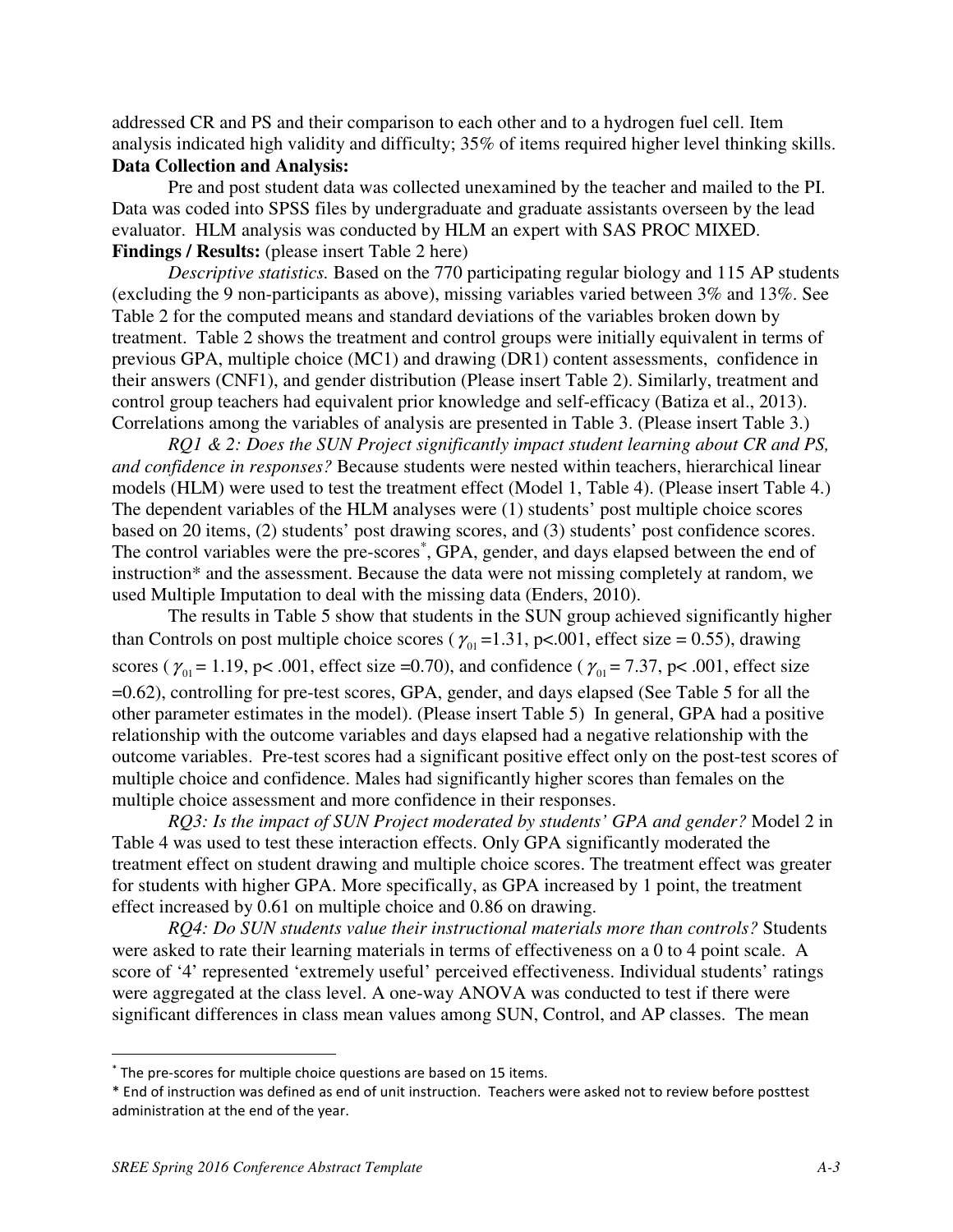addressed CR and PS and their comparison to each other and to a hydrogen fuel cell. Item analysis indicated high validity and difficulty; 35% of items required higher level thinking skills.

**Data Collection and Analysis:**

Pre and post student data was collected unexamined by the teacher and mailed to the PI. Data was coded into SPSS files by undergraduate and graduate assistants overseen by the lead evaluator. HLM analysis was conducted by HLM an expert with SAS PROC MIXED.

**Findings / Results:** (please insert Table 2 here)

*Descriptive statistics.* Based on the 770 participating regular biology and 115 AP students (excluding the 9 non-participants as above), missing variables varied between 3% and 13%. See Table 2 for the computed means and standard deviations of the variables broken down by treatment. Table 2 shows the treatment and control groups were initially equivalent in terms of previous GPA, multiple choice (MC1) and drawing (DR1) content assessments, confidence in their answers (CNF1), and gender distribution (Please insert Table 2). Similarly, treatment and control group teachers had equivalent prior knowledge and self-efficacy (Batiza et al., 2013). Correlations among the variables of analysis are presented in Table 3. (Please insert Table 3.)

*RQ1 & 2: Does the SUN Project significantly impact student learning about CR and PS, and confidence in responses?* Because students were nested within teachers, hierarchical linear models (HLM) were used to test the treatment effect (Model 1, Table 4). (Please insert Table 4.) The dependent variables of the HLM analyses were (1) students' post multiple choice scores based on 20 items, (2) students' post drawing scores, and (3) students' post confidence scores. The control variables were the pre-scores*, GPA, gender, and days elapsed between the end of instruction* and the assessment. Because the data were not missing completely at random, we used Multiple Imputation to deal with the missing data (Enders, 2010).

The results in Table 5 show that students in the SUN group achieved significantly higher than Controls on post multiple choice scores ($\gamma_{01}$ =1.31, p<.001, effect size = 0.55), drawing scores ($\gamma_{01}$ = 1.19, p< .001, effect size =0.70), and confidence ($\gamma_{01}$ = 7.37, p< .001, effect size =0.62), controlling for pre-test scores, GPA, gender, and days elapsed (See Table 5 for all the other parameter estimates in the model). (Please insert Table 5) In general, GPA had a positive relationship with the outcome variables and days elapsed had a negative relationship with the outcome variables. Pre-test scores had a significant positive effect only on the post-test scores of multiple choice and confidence. Males had significantly higher scores than females on the multiple choice assessment and more confidence in their responses.

*RQ3: Is the impact of SUN Project moderated by students' GPA and gender?* Model 2 in Table 4 was used to test these interaction effects. Only GPA significantly moderated the treatment effect on student drawing and multiple choice scores. The treatment effect was greater for students with higher GPA. More specifically, as GPA increased by 1 point, the treatment effect increased by 0.61 on multiple choice and 0.86 on drawing.

*RQ4: Do SUN students value their instructional materials more than controls?* Students were asked to rate their learning materials in terms of effectiveness on a 0 to 4 point scale. A score of '4' represented 'extremely useful' perceived effectiveness. Individual students' ratings were aggregated at the class level. A one-way ANOVA was conducted to test if there were significant differences in class mean values among SUN, Control, and AP classes. The mean

---

* The pre-scores for multiple choice questions are based on 15 items.

* End of instruction was defined as end of unit instruction. Teachers were asked not to review before posttest administration at the end of the year.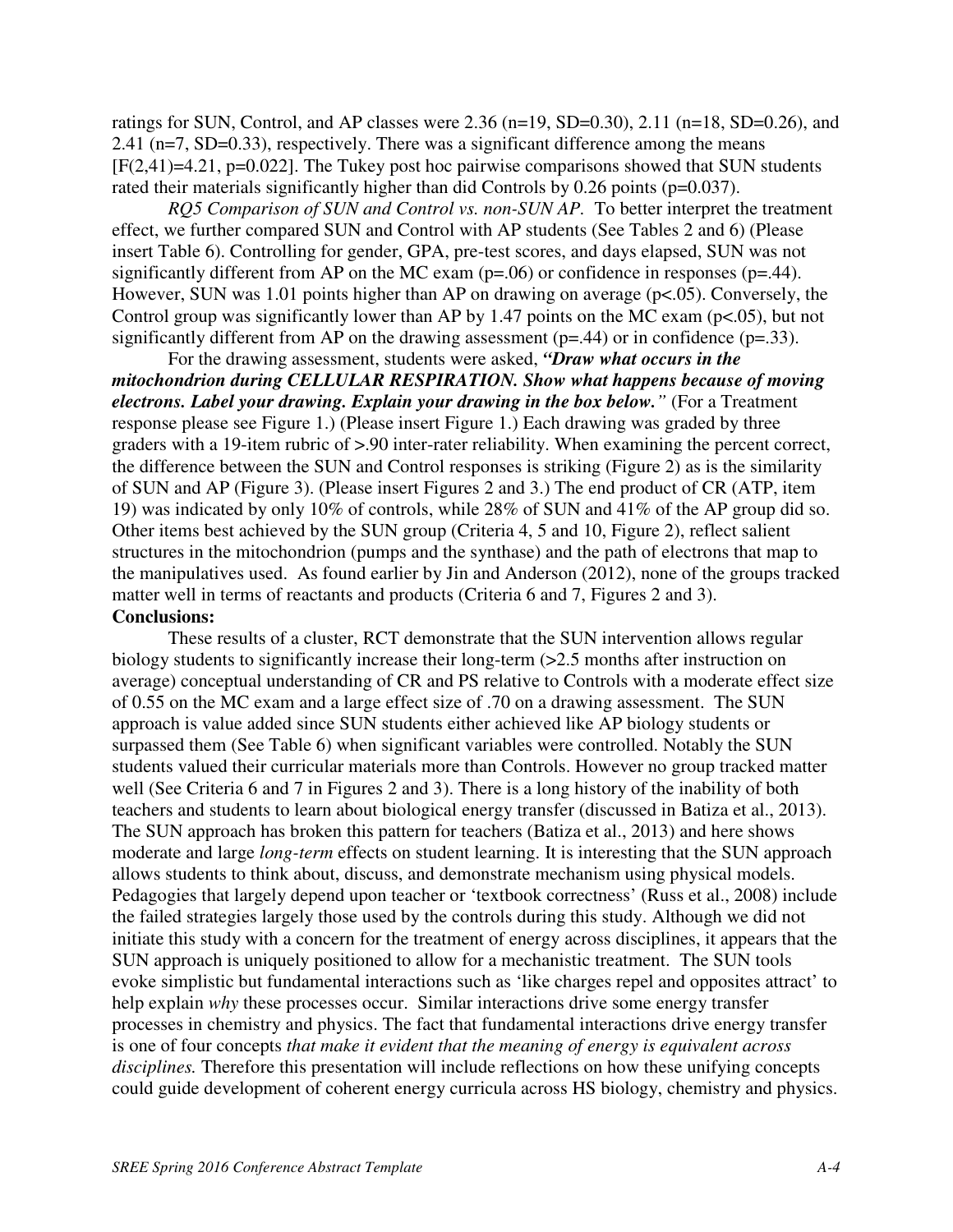ratings for SUN, Control, and AP classes were 2.36 ($n=19$, $SD=0.30$), 2.11 ($n=18$, $SD=0.26$), and 2.41 ($n=7$, $SD=0.33$), respectively. There was a significant difference among the means [$F(2,41)=4.21$, $p=0.022$]. The Tukey post hoc pairwise comparisons showed that SUN students rated their materials significantly higher than did Controls by 0.26 points ($p=0.037$).

*RQ5 Comparison of SUN and Control vs. non-SUN AP.* To better interpret the treatment effect, we further compared SUN and Control with AP students (See Tables 2 and 6) (Please insert Table 6). Controlling for gender, GPA, pre-test scores, and days elapsed, SUN was not significantly different from AP on the MC exam ($p=.06$) or confidence in responses ($p=.44$). However, SUN was 1.01 points higher than AP on drawing on average ($p<.05$). Conversely, the Control group was significantly lower than AP by 1.47 points on the MC exam ($p<.05$), but not significantly different from AP on the drawing assessment ($p=.44$) or in confidence ($p=.33$).

For the drawing assessment, students were asked, ***"Draw what occurs in the mitochondrion during CELLULAR RESPIRATION. Show what happens because of moving electrons. Label your drawing. Explain your drawing in the box below."*** (For a Treatment response please see Figure 1.) (Please insert Figure 1.) Each drawing was graded by three graders with a 19-item rubric of >.90 inter-rater reliability. When examining the percent correct, the difference between the SUN and Control responses is striking (Figure 2) as is the similarity of SUN and AP (Figure 3). (Please insert Figures 2 and 3.) The end product of CR (ATP, item 19) was indicated by only 10% of controls, while 28% of SUN and 41% of the AP group did so. Other items best achieved by the SUN group (Criteria 4, 5 and 10, Figure 2), reflect salient structures in the mitochondrion (pumps and the synthase) and the path of electrons that map to the manipulatives used. As found earlier by Jin and Anderson (2012), none of the groups tracked matter well in terms of reactants and products (Criteria 6 and 7, Figures 2 and 3).

**Conclusions:**

These results of a cluster, RCT demonstrate that the SUN intervention allows regular biology students to significantly increase their long-term (>2.5 months after instruction on average) conceptual understanding of CR and PS relative to Controls with a moderate effect size of 0.55 on the MC exam and a large effect size of .70 on a drawing assessment. The SUN approach is value added since SUN students either achieved like AP biology students or surpassed them (See Table 6) when significant variables were controlled. Notably the SUN students valued their curricular materials more than Controls. However no group tracked matter well (See Criteria 6 and 7 in Figures 2 and 3). There is a long history of the inability of both teachers and students to learn about biological energy transfer (discussed in Batiza et al., 2013). The SUN approach has broken this pattern for teachers (Batiza et al., 2013) and here shows moderate and large *long-term* effects on student learning. It is interesting that the SUN approach allows students to think about, discuss, and demonstrate mechanism using physical models. Pedagogies that largely depend upon teacher or 'textbook correctness' (Russ et al., 2008) include the failed strategies largely those used by the controls during this study. Although we did not initiate this study with a concern for the treatment of energy across disciplines, it appears that the SUN approach is uniquely positioned to allow for a mechanistic treatment. The SUN tools evoke simplistic but fundamental interactions such as 'like charges repel and opposites attract' to help explain *why* these processes occur. Similar interactions drive some energy transfer processes in chemistry and physics. The fact that fundamental interactions drive energy transfer is one of four concepts *that make it evident that the meaning of energy is equivalent across disciplines.* Therefore this presentation will include reflections on how these unifying concepts could guide development of coherent energy curricula across HS biology, chemistry and physics.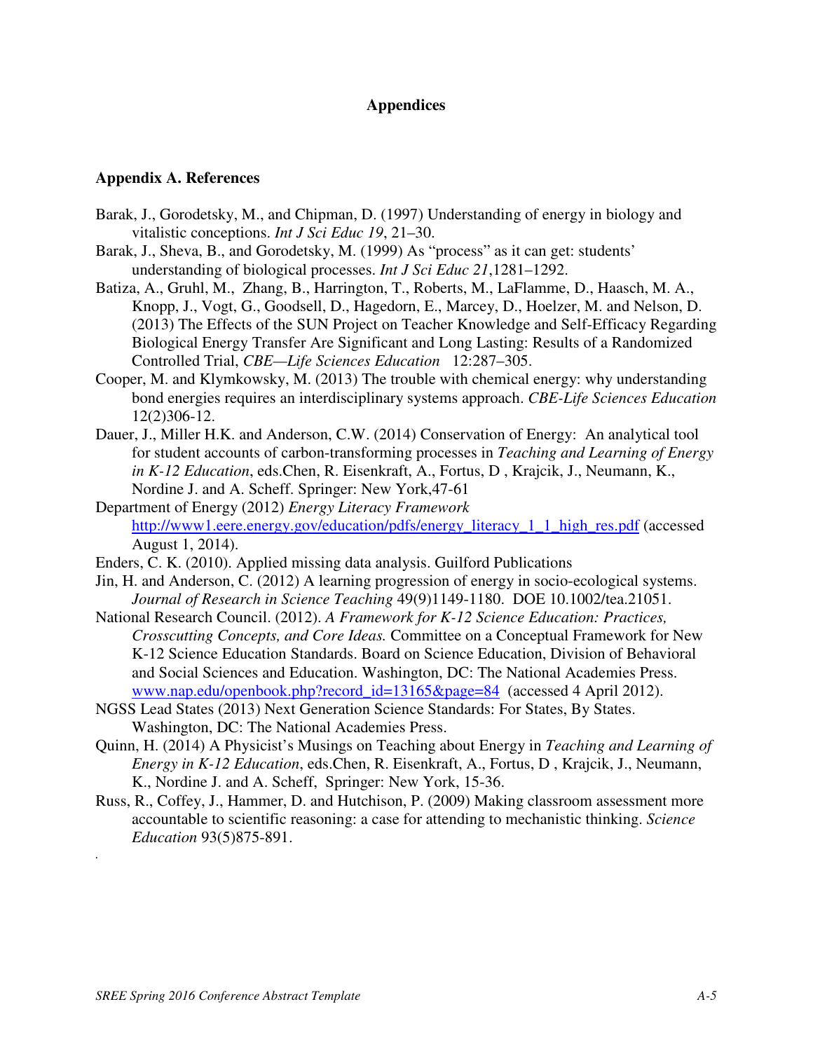# Appendices

## Appendix A. References

Barak, J., Gorodetsky, M., and Chipman, D. (1997) Understanding of energy in biology and vitalistic conceptions. *Int J Sci Educ 19*, 21–30.

Barak, J., Sheva, B., and Gorodetsky, M. (1999) As "process" as it can get: students' understanding of biological processes. *Int J Sci Educ 21*,1281–1292.

Batiza, A., Gruhl, M., Zhang, B., Harrington, T., Roberts, M., LaFlamme, D., Haasch, M. A., Knopp, J., Vogt, G., Goodsell, D., Hagedorn, E., Marcey, D., Hoelzer, M. and Nelson, D. (2013) The Effects of the SUN Project on Teacher Knowledge and Self-Efficacy Regarding Biological Energy Transfer Are Significant and Long Lasting: Results of a Randomized Controlled Trial, *CBE—Life Sciences Education* 12:287–305.

Cooper, M. and Klymkowsky, M. (2013) The trouble with chemical energy: why understanding bond energies requires an interdisciplinary systems approach. *CBE-Life Sciences Education* 12(2)306-12.

Dauer, J., Miller H.K. and Anderson, C.W. (2014) Conservation of Energy: An analytical tool for student accounts of carbon-transforming processes in *Teaching and Learning of Energy in K-12 Education*, eds.Chen, R. Eisenkraft, A., Fortus, D , Krajcik, J., Neumann, K., Nordine J. and A. Scheff. Springer: New York,47-61

Department of Energy (2012) *Energy Literacy Framework* http://www1.eere.energy.gov/education/pdfs/energy_literacy_1_1_high_res.pdf (accessed August 1, 2014).

Enders, C. K. (2010). Applied missing data analysis. Guilford Publications

Jin, H. and Anderson, C. (2012) A learning progression of energy in socio-ecological systems. *Journal of Research in Science Teaching* 49(9)1149-1180. DOE 10.1002/tea.21051.

National Research Council. (2012). *A Framework for K-12 Science Education: Practices, Crosscutting Concepts, and Core Ideas.* Committee on a Conceptual Framework for New K-12 Science Education Standards. Board on Science Education, Division of Behavioral and Social Sciences and Education. Washington, DC: The National Academies Press. www.nap.edu/openbook.php?record_id=13165&page=84 (accessed 4 April 2012).

NGSS Lead States (2013) Next Generation Science Standards: For States, By States. Washington, DC: The National Academies Press.

Quinn, H. (2014) A Physicist's Musings on Teaching about Energy in *Teaching and Learning of Energy in K-12 Education*, eds.Chen, R. Eisenkraft, A., Fortus, D , Krajcik, J., Neumann, K., Nordine J. and A. Scheff, Springer: New York, 15-36.

Russ, R., Coffey, J., Hammer, D. and Hutchison, P. (2009) Making classroom assessment more accountable to scientific reasoning: a case for attending to mechanistic thinking. *Science Education* 93(5)875-891.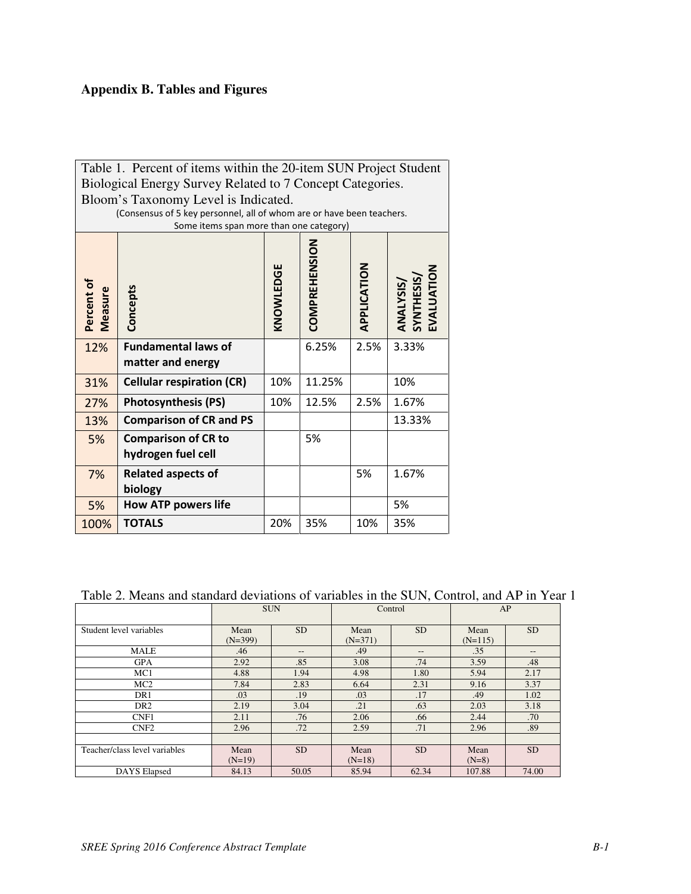## Appendix B. Tables and Figures

Table 1. Percent of items within the 20-item SUN Project Student Biological Energy Survey Related to 7 Concept Categories. Bloom's Taxonomy Level is Indicated.
(Consensus of 5 key personnel, all of whom are or have been teachers. Some items span more than one category)

| Percent of Measure | Concepts | KNOWLEDGE | COMPREHENSION | APPLICATION | ANALYSIS/ SYNTHESIS/ EVALUATION |
|---|---|---|---|---|---|
| 12% | **Fundamental laws of matter and energy** | | 6.25% | 2.5% | 3.33% |
| 31% | **Cellular respiration (CR)** | 10% | 11.25% | | 10% |
| 27% | **Photosynthesis (PS)** | 10% | 12.5% | 2.5% | 1.67% |
| 13% | **Comparison of CR and PS** | | | | 13.33% |
| 5% | **Comparison of CR to hydrogen fuel cell** | | 5% | | |
| 7% | **Related aspects of biology** | | | 5% | 1.67% |
| 5% | **How ATP powers life** | | | | 5% |
| 100% | **TOTALS** | 20% | 35% | 10% | 35% |

Table 2. Means and standard deviations of variables in the SUN, Control, and AP in Year 1

| | SUN | | Control | | AP | |
|---|---|---|---|---|---|---|
| Student level variables | Mean (N=399) | SD | Mean (N=371) | SD | Mean (N=115) | SD |
| MALE | .46 | -- | .49 | -- | .35 | -- |
| GPA | 2.92 | .85 | 3.08 | .74 | 3.59 | .48 |
| MC1 | 4.88 | 1.94 | 4.98 | 1.80 | 5.94 | 2.17 |
| MC2 | 7.84 | 2.83 | 6.64 | 2.31 | 9.16 | 3.37 |
| DR1 | .03 | .19 | .03 | .17 | .49 | 1.02 |
| DR2 | 2.19 | 3.04 | .21 | .63 | 2.03 | 3.18 |
| CNF1 | 2.11 | .76 | 2.06 | .66 | 2.44 | .70 |
| CNF2 | 2.96 | .72 | 2.59 | .71 | 2.96 | .89 |
| | | | | | | |
| Teacher/class level variables | Mean (N=19) | SD | Mean (N=18) | SD | Mean (N=8) | SD |
| DAYS Elapsed | 84.13 | 50.05 | 85.94 | 62.34 | 107.88 | 74.00 |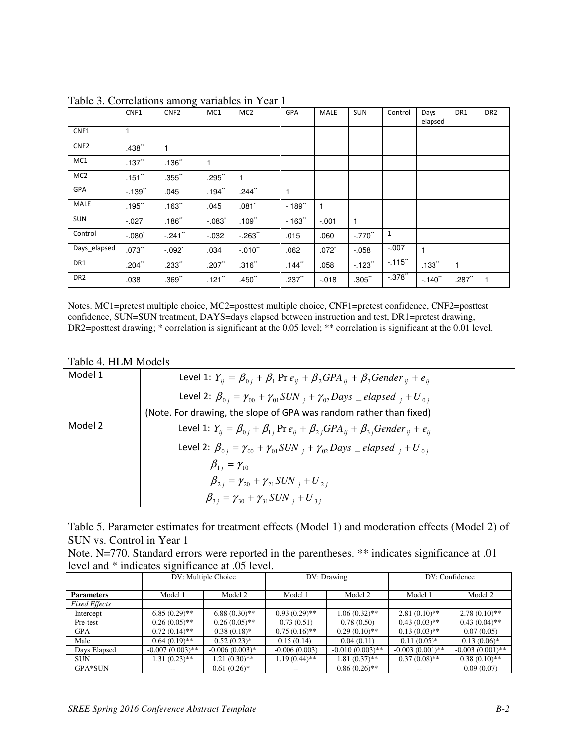Table 3. Correlations among variables in Year 1

| | CNF1 | CNF2 | MC1 | MC2 | GPA | MALE | SUN | Control | Days elapsed | DR1 | DR2 |
|---|---|---|---|---|---|---|---|---|---|---|---|
| CNF1 | 1 | | | | | | | | | | |
| CNF2 | .438** | 1 | | | | | | | | | |
| MC1 | .137** | .136** | 1 | | | | | | | | |
| MC2 | .151** | .355** | .295** | 1 | | | | | | | |
| GPA | -.139** | .045 | .194** | .244** | 1 | | | | | | |
| MALE | .195** | .163** | .045 | .081* | -.189** | 1 | | | | | |
| SUN | -.027 | .186** | -.083* | .109** | -.163** | -.001 | 1 | | | | |
| Control | -.080* | -.241** | -.032 | -.263** | .015 | .060 | -.770** | 1 | | | |
| Days_elapsed | .073** | -.092* | .034 | -.010** | .062 | .072* | -.058 | -.007 | 1 | | |
| DR1 | .204** | .233** | .207** | .316** | .144** | .058 | -.123** | -.115** | .133** | 1 | |
| DR2 | .038 | .369** | .121** | .450** | .237** | -.018 | .305** | -.378** | -.140** | .287** | 1 |

Notes. MC1=pretest multiple choice, MC2=posttest multiple choice, CNF1=pretest confidence, CNF2=posttest confidence, SUN=SUN treatment, DAYS=days elapsed between instruction and test, DR1=pretest drawing, DR2=posttest drawing; * correlation is significant at the 0.05 level; ** correlation is significant at the 0.01 level.

Table 4. HLM Models

| | |
|---|---|
| Model 1 | Level 1: $Y_{ij} = \beta_{0j} + \beta_1 \text{Pr}\, e_{ij} + \beta_2 GPA_{ij} + \beta_3 Gender_{ij} + e_{ij}$ <br> Level 2: $\beta_{0j} = \gamma_{00} + \gamma_{01} SUN_j + \gamma_{02} Days\_elapsed_j + U_{0j}$ <br> (Note. For drawing, the slope of GPA was random rather than fixed) |
| Model 2 | Level 1: $Y_{ij} = \beta_{0j} + \beta_{1j} \text{Pr}\, e_{ij} + \beta_{2j} GPA_{ij} + \beta_{3j} Gender_{ij} + e_{ij}$ <br> Level 2: $\beta_{0j} = \gamma_{00} + \gamma_{01} SUN_j + \gamma_{02} Days\_elapsed_j + U_{0j}$ <br> $\beta_{1j} = \gamma_{10}$ <br> $\beta_{2j} = \gamma_{20} + \gamma_{21} SUN_j + U_{2j}$ <br> $\beta_{3j} = \gamma_{30} + \gamma_{31} SUN_j + U_{3j}$ |

Table 5. Parameter estimates for treatment effects (Model 1) and moderation effects (Model 2) of SUN vs. Control in Year 1

Note. N=770. Standard errors were reported in the parentheses. ** indicates significance at .01 level and * indicates significance at .05 level.

| | DV: Multiple Choice | | DV: Drawing | | DV: Confidence | |
|---|---|---|---|---|---|---|
| **Parameters** | Model 1 | Model 2 | Model 1 | Model 2 | Model 1 | Model 2 |
| *Fixed Effects* | | | | | | |
| Intercept | 6.85 (0.29)** | 6.88 (0.30)** | 0.93 (0.29)** | 1.06 (0.32)** | 2.81 (0.10)** | 2.78 (0.10)** |
| Pre-test | 0.26 (0.05)** | 0.26 (0.05)** | 0.73 (0.51) | 0.78 (0.50) | 0.43 (0.03)** | 0.43 (0.04)** |
| GPA | 0.72 (0.14)** | 0.38 (0.18)* | 0.75 (0.16)** | 0.29 (0.10)** | 0.13 (0.03)** | 0.07 (0.05) |
| Male | 0.64 (0.19)** | 0.52 (0.23)* | 0.15 (0.14) | 0.04 (0.11) | 0.11 (0.05)* | 0.13 (0.06)* |
| Days Elapsed | -0.007 (0.003)** | -0.006 (0.003)* | -0.006 (0.003) | -0.010 (0.003)** | -0.003 (0.001)** | -0.003 (0.001)** |
| SUN | 1.31 (0.23)** | 1.21 (0.30)** | 1.19 (0.44)** | 1.81 (0.37)** | 0.37 (0.08)** | 0.38 (0.10)** |
| GPA*SUN | -- | 0.61 (0.26)* | -- | 0.86 (0.26)** | -- | 0.09 (0.07) |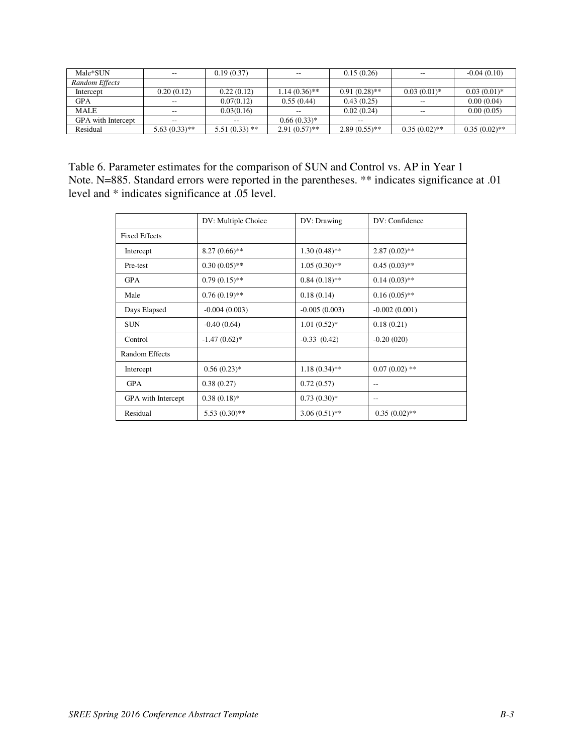| | | | | | | |
|---|---|---|---|---|---|---|
| Male*SUN | -- | 0.19 (0.37) | -- | 0.15 (0.26) | -- | -0.04 (0.10) |
| *Random Effects* | | | | | | |
| Intercept | 0.20 (0.12) | 0.22 (0.12) | 1.14 (0.36)** | 0.91 (0.28)** | 0.03 (0.01)* | 0.03 (0.01)* |
| GPA | -- | 0.07(0.12) | 0.55 (0.44) | 0.43 (0.25) | -- | 0.00 (0.04) |
| MALE | -- | 0.03(0.16) | -- | 0.02 (0.24) | -- | 0.00 (0.05) |
| GPA with Intercept | -- | -- | 0.66 (0.33)* | -- | | |
| Residual | 5.63 (0.33)** | 5.51 (0.33) ** | 2.91 (0.57)** | 2.89 (0.55)** | 0.35 (0.02)** | 0.35 (0.02)** |

Table 6. Parameter estimates for the comparison of SUN and Control vs. AP in Year 1
Note. N=885. Standard errors were reported in the parentheses. ** indicates significance at .01 level and * indicates significance at .05 level.

| | DV: Multiple Choice | DV: Drawing | DV: Confidence |
|---|---|---|---|
| Fixed Effects | | | |
| Intercept | 8.27 (0.66)** | 1.30 (0.48)** | 2.87 (0.02)** |
| Pre-test | 0.30 (0.05)** | 1.05 (0.30)** | 0.45 (0.03)** |
| GPA | 0.79 (0.15)** | 0.84 (0.18)** | 0.14 (0.03)** |
| Male | 0.76 (0.19)** | 0.18 (0.14) | 0.16 (0.05)** |
| Days Elapsed | -0.004 (0.003) | -0.005 (0.003) | -0.002 (0.001) |
| SUN | -0.40 (0.64) | 1.01 (0.52)* | 0.18 (0.21) |
| Control | -1.47 (0.62)* | -0.33 (0.42) | -0.20 (020) |
| Random Effects | | | |
| Intercept | 0.56 (0.23)* | 1.18 (0.34)** | 0.07 (0.02) ** |
| GPA | 0.38 (0.27) | 0.72 (0.57) | -- |
| GPA with Intercept | 0.38 (0.18)* | 0.73 (0.30)* | -- |
| Residual | 5.53 (0.30)** | 3.06 (0.51)** | 0.35 (0.02)** |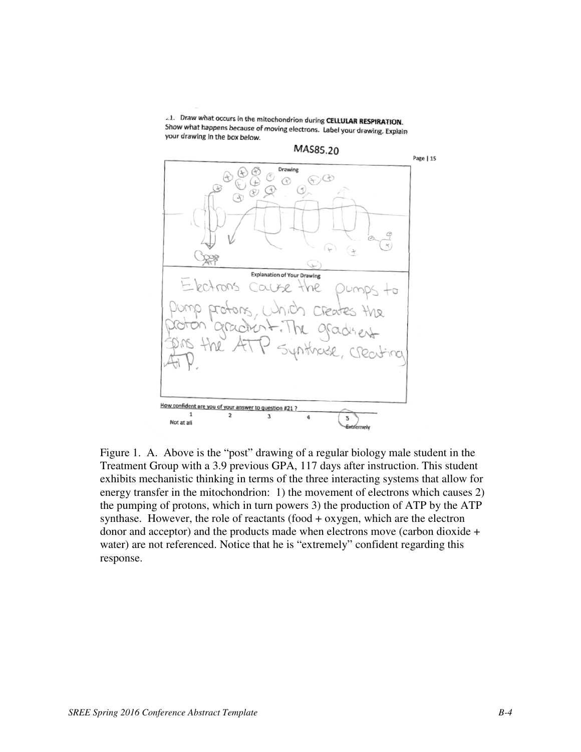21. Draw what occurs in the mitochondrion during **CELLULAR RESPIRATION**. Show what happens because of moving electrons. Label your drawing. Explain your drawing in the box below.

MAS85.20

Drawing

Explanation of Your Drawing

Electrons cause the pumps to pump protons, which creates the proton gradient. The gradient spins the ATP synthase, creating ATP.

How confident are you of your answer to question #21 ?

1 Not at all 2 3 4 5 Extremely

Figure 1. A. Above is the "post" drawing of a regular biology male student in the Treatment Group with a 3.9 previous GPA, 117 days after instruction. This student exhibits mechanistic thinking in terms of the three interacting systems that allow for energy transfer in the mitochondrion: 1) the movement of electrons which causes 2) the pumping of protons, which in turn powers 3) the production of ATP by the ATP synthase. However, the role of reactants (food + oxygen, which are the electron donor and acceptor) and the products made when electrons move (carbon dioxide + water) are not referenced. Notice that he is "extremely" confident regarding this response.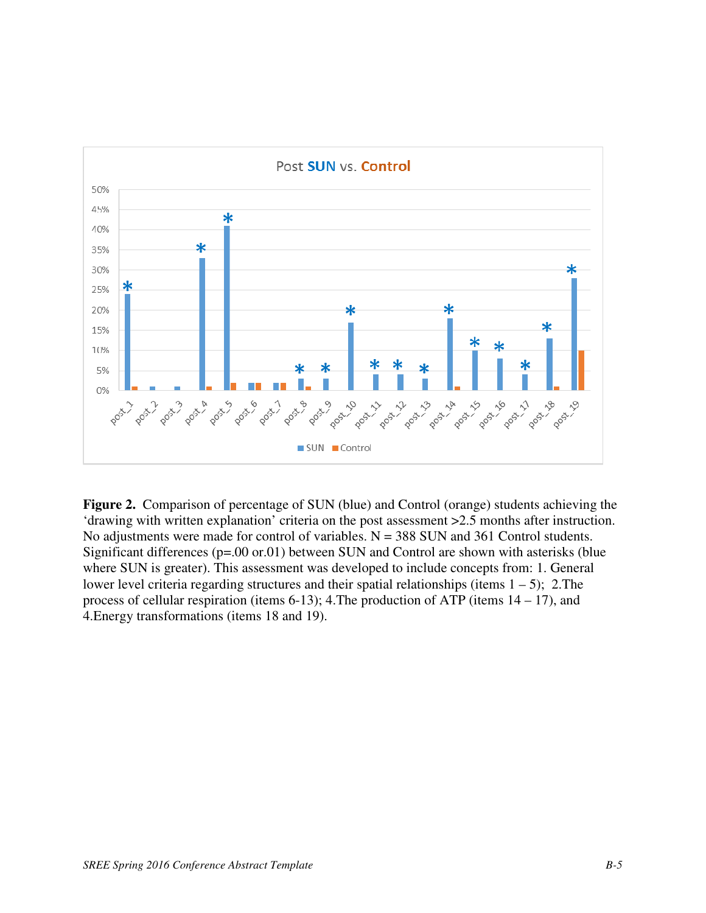**Figure 2.** Comparison of percentage of SUN (blue) and Control (orange) students achieving the 'drawing with written explanation' criteria on the post assessment >2.5 months after instruction. No adjustments were made for control of variables. N = 388 SUN and 361 Control students. Significant differences (p=.00 or.01) between SUN and Control are shown with asterisks (blue where SUN is greater). This assessment was developed to include concepts from: 1. General lower level criteria regarding structures and their spatial relationships (items 1 – 5); 2.The process of cellular respiration (items 6-13); 4.The production of ATP (items 14 – 17), and 4.Energy transformations (items 18 and 19).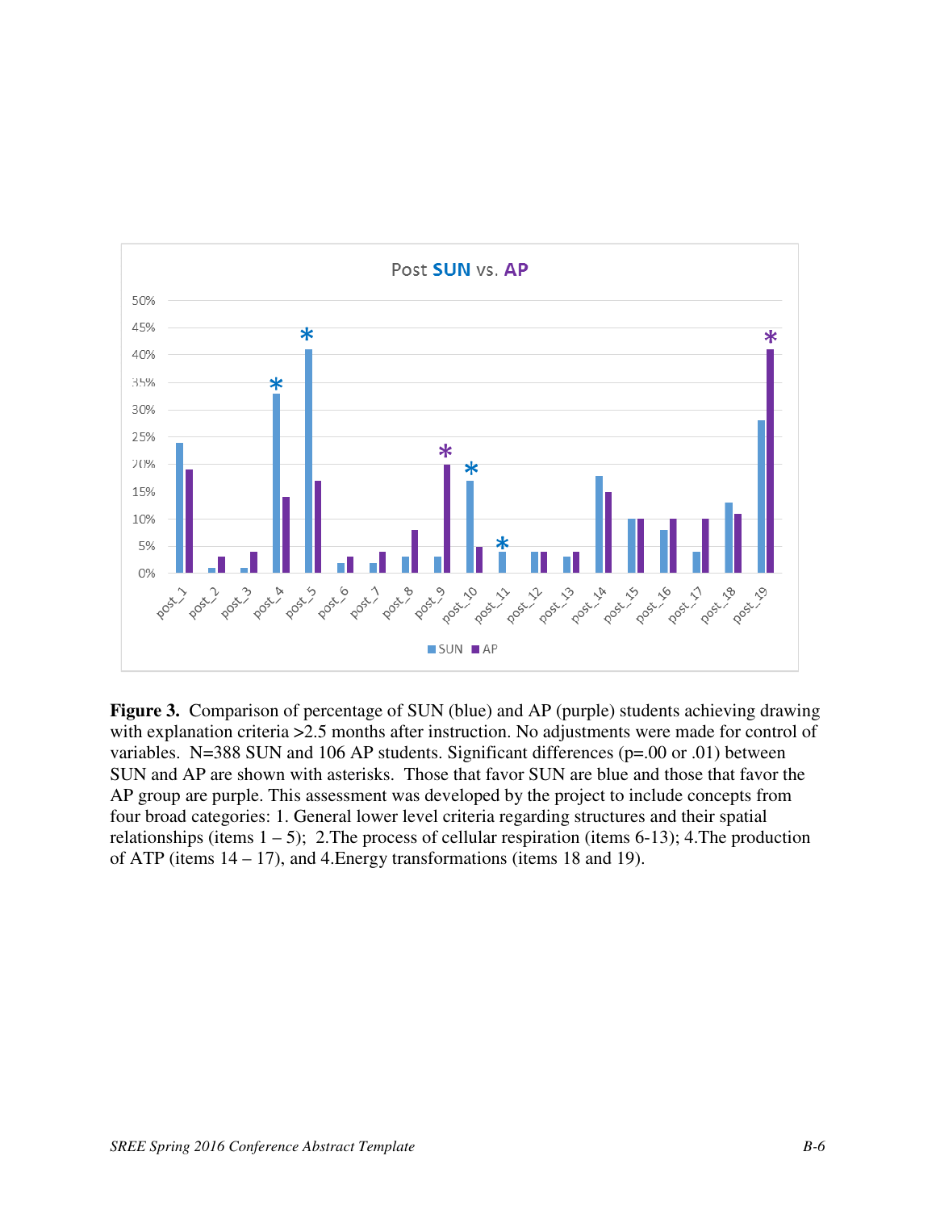Post SUN vs. AP

50%
45%
40%
35%
30%
25%
20%
15%
10%
5%
0%

post_1 post_2 post_3 post_4 post_5 post_6 post_7 post_8 post_9 post_10 post_11 post_12 post_13 post_14 post_15 post_16 post_17 post_18 post_19

SUN AP

**Figure 3.** Comparison of percentage of SUN (blue) and AP (purple) students achieving drawing with explanation criteria >2.5 months after instruction. No adjustments were made for control of variables. N=388 SUN and 106 AP students. Significant differences (p=.00 or .01) between SUN and AP are shown with asterisks. Those that favor SUN are blue and those that favor the AP group are purple. This assessment was developed by the project to include concepts from four broad categories: 1. General lower level criteria regarding structures and their spatial relationships (items 1 – 5); 2.The process of cellular respiration (items 6-13); 4.The production of ATP (items 14 – 17), and 4.Energy transformations (items 18 and 19).